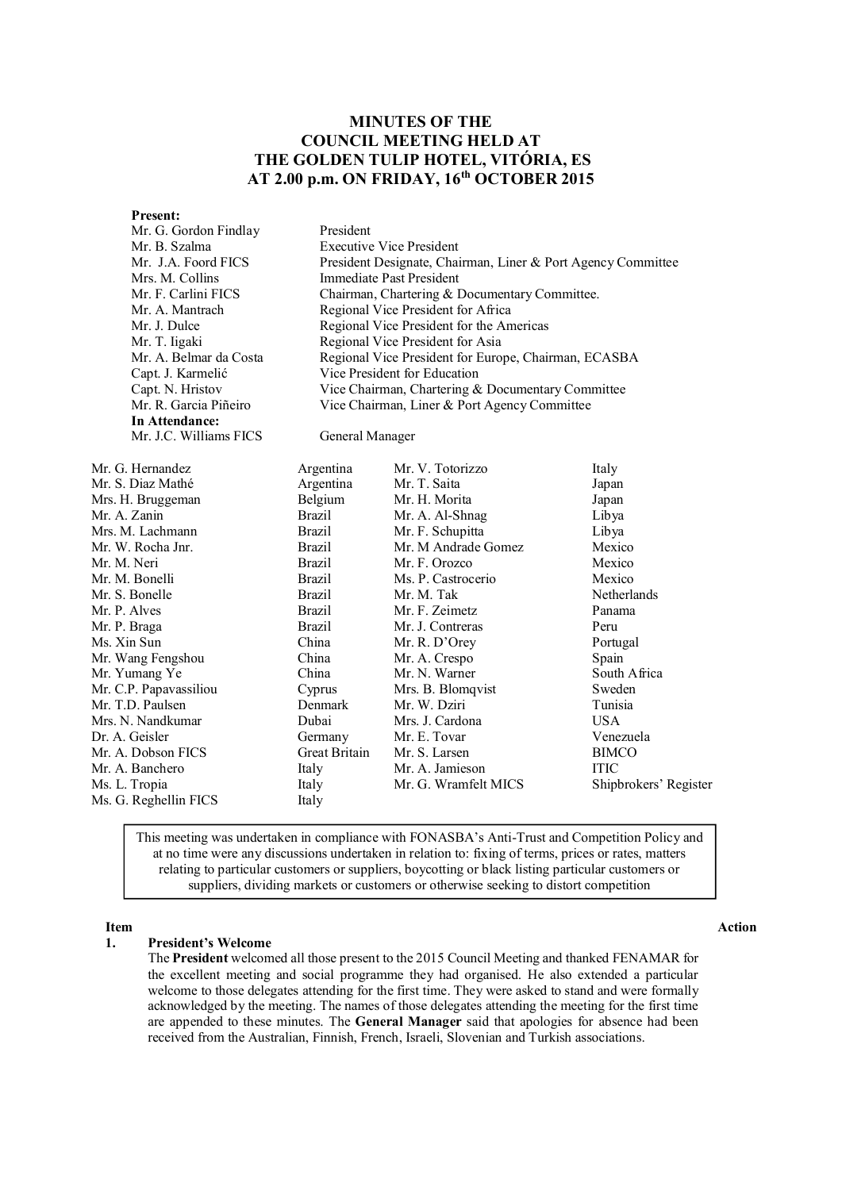# MINUTES OF THE COUNCIL MEETING HELD AT THE GOLDEN TULIP HOTEL, VITÓRIA, ES AT 2.00 p.m. ON FRIDAY, 16th OCTOBER 2015

**Present:**

| | |
|---|---|
| Mr. G. Gordon Findlay | President |
| Mr. B. Szalma | Executive Vice President |
| Mr. J.A. Foord FICS | President Designate, Chairman, Liner & Port Agency Committee |
| Mrs. M. Collins | Immediate Past President |
| Mr. F. Carlini FICS | Chairman, Chartering & Documentary Committee. |
| Mr. A. Mantrach | Regional Vice President for Africa |
| Mr. J. Dulce | Regional Vice President for the Americas |
| Mr. T. Iigaki | Regional Vice President for Asia |
| Mr. A. Belmar da Costa | Regional Vice President for Europe, Chairman, ECASBA |
| Capt. J. Karmelić | Vice President for Education |
| Capt. N. Hristov | Vice Chairman, Chartering & Documentary Committee |
| Mr. R. Garcia Piñeiro | Vice Chairman, Liner & Port Agency Committee |

**In Attendance:**

| | |
|---|---|
| Mr. J.C. Williams FICS | General Manager |

| | | | |
|---|---|---|---|
| Mr. G. Hernandez | Argentina | Mr. V. Totorizzo | Italy |
| Mr. S. Diaz Mathé | Argentina | Mr. T. Saita | Japan |
| Mrs. H. Bruggeman | Belgium | Mr. H. Morita | Japan |
| Mr. A. Zanin | Brazil | Mr. A. Al-Shnag | Libya |
| Mrs. M. Lachmann | Brazil | Mr. F. Schupitta | Libya |
| Mr. W. Rocha Jnr. | Brazil | Mr. M Andrade Gomez | Mexico |
| Mr. M. Neri | Brazil | Mr. F. Orozco | Mexico |
| Mr. M. Bonelli | Brazil | Ms. P. Castrocerio | Mexico |
| Mr. S. Bonelle | Brazil | Mr. M. Tak | Netherlands |
| Mr. P. Alves | Brazil | Mr. F. Zeimetz | Panama |
| Mr. P. Braga | Brazil | Mr. J. Contreras | Peru |
| Ms. Xin Sun | China | Mr. R. D'Orey | Portugal |
| Mr. Wang Fengshou | China | Mr. A. Crespo | Spain |
| Mr. Yumang Ye | China | Mr. N. Warner | South Africa |
| Mr. C.P. Papavassiliou | Cyprus | Mrs. B. Blomqvist | Sweden |
| Mr. T.D. Paulsen | Denmark | Mr. W. Dziri | Tunisia |
| Mrs. N. Nandkumar | Dubai | Mrs. J. Cardona | USA |
| Dr. A. Geisler | Germany | Mr. E. Tovar | Venezuela |
| Mr. A. Dobson FICS | Great Britain | Mr. S. Larsen | BIMCO |
| Mr. A. Banchero | Italy | Mr. A. Jamieson | ITIC |
| Ms. L. Tropia | Italy | Mr. G. Wramfelt MICS | Shipbrokers' Register |
| Ms. G. Reghellin FICS | Italy | | |

> This meeting was undertaken in compliance with FONASBA's Anti-Trust and Competition Policy and at no time were any discussions undertaken in relation to: fixing of terms, prices or rates, matters relating to particular customers or suppliers, boycotting or black listing particular customers or suppliers, dividing markets or customers or otherwise seeking to distort competition

**Item** | **Action**

## 1. President's Welcome

The **President** welcomed all those present to the 2015 Council Meeting and thanked FENAMAR for the excellent meeting and social programme they had organised. He also extended a particular welcome to those delegates attending for the first time. They were asked to stand and were formally acknowledged by the meeting. The names of those delegates attending the meeting for the first time are appended to these minutes. The **General Manager** said that apologies for absence had been received from the Australian, Finnish, French, Israeli, Slovenian and Turkish associations.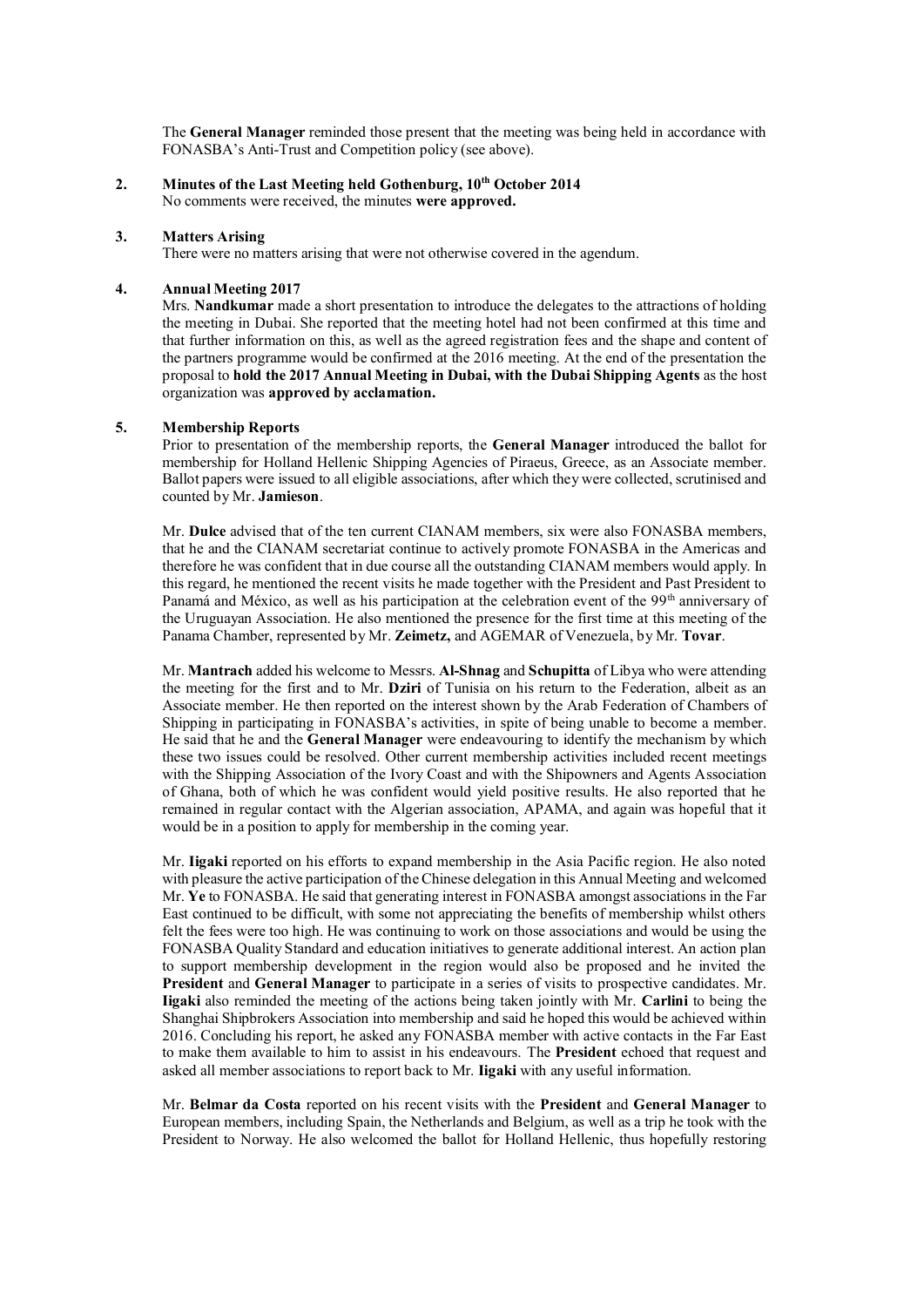The **General Manager** reminded those present that the meeting was being held in accordance with FONASBA's Anti-Trust and Competition policy (see above).

**2. Minutes of the Last Meeting held Gothenburg, 10th October 2014**

No comments were received, the minutes **were approved.**

**3. Matters Arising**

There were no matters arising that were not otherwise covered in the agendum.

**4. Annual Meeting 2017**

Mrs. **Nandkumar** made a short presentation to introduce the delegates to the attractions of holding the meeting in Dubai. She reported that the meeting hotel had not been confirmed at this time and that further information on this, as well as the agreed registration fees and the shape and content of the partners programme would be confirmed at the 2016 meeting. At the end of the presentation the proposal to **hold the 2017 Annual Meeting in Dubai, with the Dubai Shipping Agents** as the host organization was **approved by acclamation.**

**5. Membership Reports**

Prior to presentation of the membership reports, the **General Manager** introduced the ballot for membership for Holland Hellenic Shipping Agencies of Piraeus, Greece, as an Associate member. Ballot papers were issued to all eligible associations, after which they were collected, scrutinised and counted by Mr. **Jamieson**.

Mr. **Dulce** advised that of the ten current CIANAM members, six were also FONASBA members, that he and the CIANAM secretariat continue to actively promote FONASBA in the Americas and therefore he was confident that in due course all the outstanding CIANAM members would apply. In this regard, he mentioned the recent visits he made together with the President and Past President to Panamá and México, as well as his participation at the celebration event of the 99th anniversary of the Uruguayan Association. He also mentioned the presence for the first time at this meeting of the Panama Chamber, represented by Mr. **Zeimetz,** and AGEMAR of Venezuela, by Mr. **Tovar**.

Mr. **Mantrach** added his welcome to Messrs. **Al-Shnag** and **Schupitta** of Libya who were attending the meeting for the first and to Mr. **Dziri** of Tunisia on his return to the Federation, albeit as an Associate member. He then reported on the interest shown by the Arab Federation of Chambers of Shipping in participating in FONASBA's activities, in spite of being unable to become a member. He said that he and the **General Manager** were endeavouring to identify the mechanism by which these two issues could be resolved. Other current membership activities included recent meetings with the Shipping Association of the Ivory Coast and with the Shipowners and Agents Association of Ghana, both of which he was confident would yield positive results. He also reported that he remained in regular contact with the Algerian association, APAMA, and again was hopeful that it would be in a position to apply for membership in the coming year.

Mr. **Iigaki** reported on his efforts to expand membership in the Asia Pacific region. He also noted with pleasure the active participation of the Chinese delegation in this Annual Meeting and welcomed Mr. **Ye** to FONASBA. He said that generating interest in FONASBA amongst associations in the Far East continued to be difficult, with some not appreciating the benefits of membership whilst others felt the fees were too high. He was continuing to work on those associations and would be using the FONASBA Quality Standard and education initiatives to generate additional interest. An action plan to support membership development in the region would also be proposed and he invited the **President** and **General Manager** to participate in a series of visits to prospective candidates. Mr. **Iigaki** also reminded the meeting of the actions being taken jointly with Mr. **Carlini** to being the Shanghai Shipbrokers Association into membership and said he hoped this would be achieved within 2016. Concluding his report, he asked any FONASBA member with active contacts in the Far East to make them available to him to assist in his endeavours. The **President** echoed that request and asked all member associations to report back to Mr. **Iigaki** with any useful information.

Mr. **Belmar da Costa** reported on his recent visits with the **President** and **General Manager** to European members, including Spain, the Netherlands and Belgium, as well as a trip he took with the President to Norway. He also welcomed the ballot for Holland Hellenic, thus hopefully restoring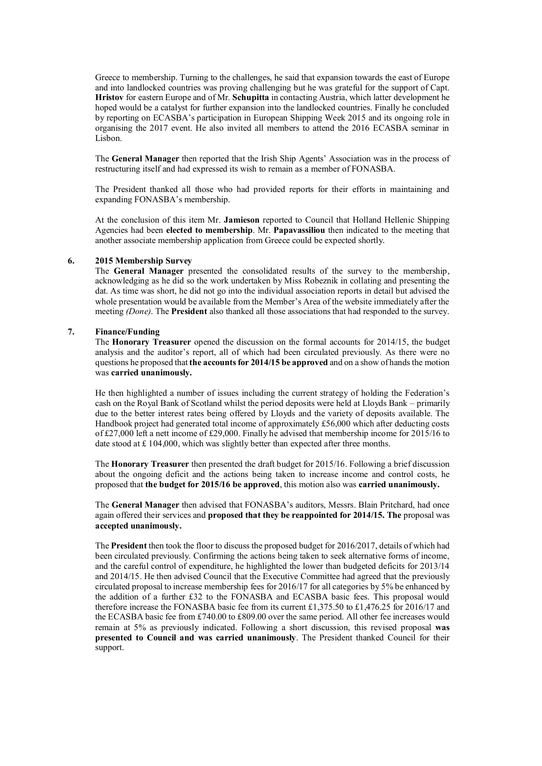Greece to membership. Turning to the challenges, he said that expansion towards the east of Europe and into landlocked countries was proving challenging but he was grateful for the support of Capt. **Hristov** for eastern Europe and of Mr. **Schupitta** in contacting Austria, which latter development he hoped would be a catalyst for further expansion into the landlocked countries. Finally he concluded by reporting on ECASBA's participation in European Shipping Week 2015 and its ongoing role in organising the 2017 event. He also invited all members to attend the 2016 ECASBA seminar in Lisbon.

The **General Manager** then reported that the Irish Ship Agents' Association was in the process of restructuring itself and had expressed its wish to remain as a member of FONASBA.

The President thanked all those who had provided reports for their efforts in maintaining and expanding FONASBA's membership.

At the conclusion of this item Mr. **Jamieson** reported to Council that Holland Hellenic Shipping Agencies had been **elected to membership**. Mr. **Papavassiliou** then indicated to the meeting that another associate membership application from Greece could be expected shortly.

**6. 2015 Membership Survey**

The **General Manager** presented the consolidated results of the survey to the membership, acknowledging as he did so the work undertaken by Miss Robeznik in collating and presenting the dat. As time was short, he did not go into the individual association reports in detail but advised the whole presentation would be available from the Member's Area of the website immediately after the meeting *(Done)*. The **President** also thanked all those associations that had responded to the survey.

**7. Finance/Funding**

The **Honorary Treasurer** opened the discussion on the formal accounts for 2014/15, the budget analysis and the auditor's report, all of which had been circulated previously. As there were no questions he proposed that **the accounts for 2014/15 be approved** and on a show of hands the motion was **carried unanimously.**

He then highlighted a number of issues including the current strategy of holding the Federation's cash on the Royal Bank of Scotland whilst the period deposits were held at Lloyds Bank – primarily due to the better interest rates being offered by Lloyds and the variety of deposits available. The Handbook project had generated total income of approximately £56,000 which after deducting costs of £27,000 left a nett income of £29,000. Finally he advised that membership income for 2015/16 to date stood at £ 104,000, which was slightly better than expected after three months.

The **Honorary Treasurer** then presented the draft budget for 2015/16. Following a brief discussion about the ongoing deficit and the actions being taken to increase income and control costs, he proposed that **the budget for 2015/16 be approved**, this motion also was **carried unanimously.**

The **General Manager** then advised that FONASBA's auditors, Messrs. Blain Pritchard, had once again offered their services and **proposed that they be reappointed for 2014/15. The** proposal was **accepted unanimously.**

The **President** then took the floor to discuss the proposed budget for 2016/2017, details of which had been circulated previously. Confirming the actions being taken to seek alternative forms of income, and the careful control of expenditure, he highlighted the lower than budgeted deficits for 2013/14 and 2014/15. He then advised Council that the Executive Committee had agreed that the previously circulated proposal to increase membership fees for 2016/17 for all categories by 5% be enhanced by the addition of a further £32 to the FONASBA and ECASBA basic fees. This proposal would therefore increase the FONASBA basic fee from its current £1,375.50 to £1,476.25 for 2016/17 and the ECASBA basic fee from £740.00 to £809.00 over the same period. All other fee increases would remain at 5% as previously indicated. Following a short discussion, this revised proposal **was presented to Council and was carried unanimously**. The President thanked Council for their support.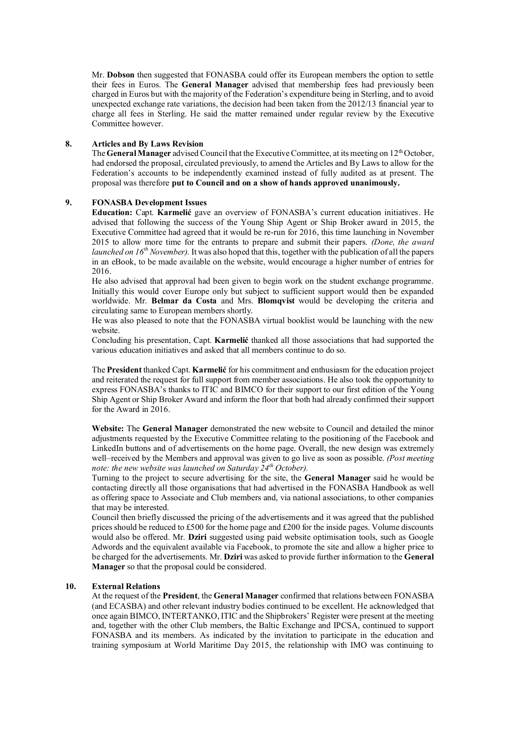Mr. **Dobson** then suggested that FONASBA could offer its European members the option to settle their fees in Euros. The **General Manager** advised that membership fees had previously been charged in Euros but with the majority of the Federation's expenditure being in Sterling, and to avoid unexpected exchange rate variations, the decision had been taken from the 2012/13 financial year to charge all fees in Sterling. He said the matter remained under regular review by the Executive Committee however.

**8. Articles and By Laws Revision**

The **General Manager** advised Council that the Executive Committee, at its meeting on 12th October, had endorsed the proposal, circulated previously, to amend the Articles and By Laws to allow for the Federation's accounts to be independently examined instead of fully audited as at present. The proposal was therefore **put to Council and on a show of hands approved unanimously.**

**9. FONASBA Development Issues**

**Education:** Capt. **Karmelić** gave an overview of FONASBA's current education initiatives. He advised that following the success of the Young Ship Agent or Ship Broker award in 2015, the Executive Committee had agreed that it would be re-run for 2016, this time launching in November 2015 to allow more time for the entrants to prepare and submit their papers. *(Done, the award launched on 16th November).* It was also hoped that this, together with the publication of all the papers in an eBook, to be made available on the website, would encourage a higher number of entries for 2016.

He also advised that approval had been given to begin work on the student exchange programme. Initially this would cover Europe only but subject to sufficient support would then be expanded worldwide. Mr. **Belmar da Costa** and Mrs. **Blomqvist** would be developing the criteria and circulating same to European members shortly.

He was also pleased to note that the FONASBA virtual booklist would be launching with the new website.

Concluding his presentation, Capt. **Karmelić** thanked all those associations that had supported the various education initiatives and asked that all members continue to do so.

The **President** thanked Capt. **Karmelić** for his commitment and enthusiasm for the education project and reiterated the request for full support from member associations. He also took the opportunity to express FONASBA's thanks to ITIC and BIMCO for their support to our first edition of the Young Ship Agent or Ship Broker Award and inform the floor that both had already confirmed their support for the Award in 2016.

**Website:** The **General Manager** demonstrated the new website to Council and detailed the minor adjustments requested by the Executive Committee relating to the positioning of the Facebook and LinkedIn buttons and of advertisements on the home page. Overall, the new design was extremely well–received by the Members and approval was given to go live as soon as possible. *(Post meeting note: the new website was launched on Saturday 24th October).*

Turning to the project to secure advertising for the site, the **General Manager** said he would be contacting directly all those organisations that had advertised in the FONASBA Handbook as well as offering space to Associate and Club members and, via national associations, to other companies that may be interested.

Council then briefly discussed the pricing of the advertisements and it was agreed that the published prices should be reduced to £500 for the home page and £200 for the inside pages. Volume discounts would also be offered. Mr. **Dziri** suggested using paid website optimisation tools, such as Google Adwords and the equivalent available via Facebook, to promote the site and allow a higher price to be charged for the advertisements. Mr. **Dziri** was asked to provide further information to the **General Manager** so that the proposal could be considered.

**10. External Relations**

At the request of the **President**, the **General Manager** confirmed that relations between FONASBA (and ECASBA) and other relevant industry bodies continued to be excellent. He acknowledged that once again BIMCO, INTERTANKO, ITIC and the Shipbrokers' Register were present at the meeting and, together with the other Club members, the Baltic Exchange and IPCSA, continued to support FONASBA and its members. As indicated by the invitation to participate in the education and training symposium at World Maritime Day 2015, the relationship with IMO was continuing to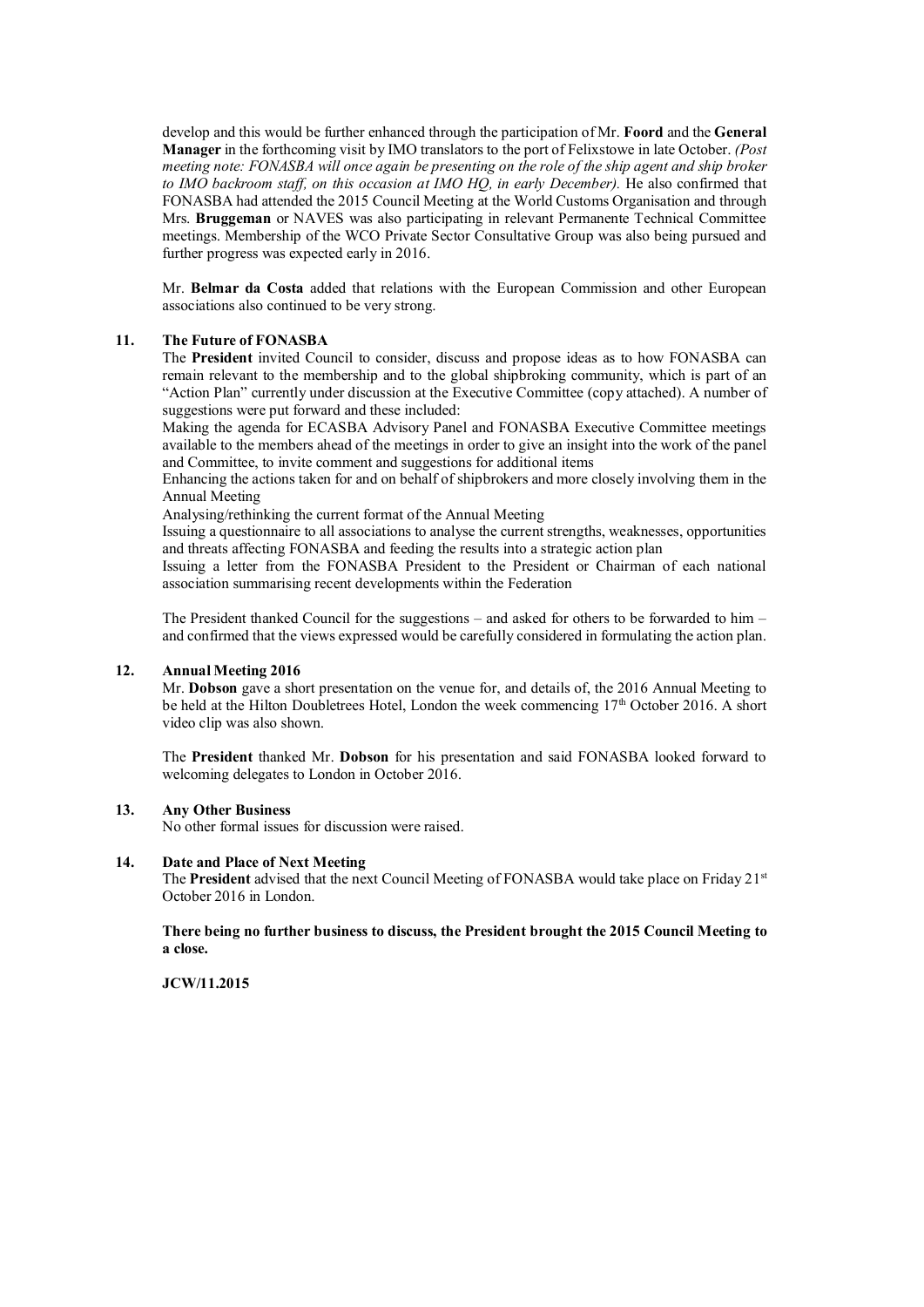develop and this would be further enhanced through the participation of Mr. **Foord** and the **General Manager** in the forthcoming visit by IMO translators to the port of Felixstowe in late October. *(Post meeting note: FONASBA will once again be presenting on the role of the ship agent and ship broker to IMO backroom staff, on this occasion at IMO HQ, in early December).* He also confirmed that FONASBA had attended the 2015 Council Meeting at the World Customs Organisation and through Mrs. **Bruggeman** or NAVES was also participating in relevant Permanente Technical Committee meetings. Membership of the WCO Private Sector Consultative Group was also being pursued and further progress was expected early in 2016.

Mr. **Belmar da Costa** added that relations with the European Commission and other European associations also continued to be very strong.

## 11. The Future of FONASBA

The **President** invited Council to consider, discuss and propose ideas as to how FONASBA can remain relevant to the membership and to the global shipbroking community, which is part of an "Action Plan" currently under discussion at the Executive Committee (copy attached). A number of suggestions were put forward and these included:

Making the agenda for ECASBA Advisory Panel and FONASBA Executive Committee meetings available to the members ahead of the meetings in order to give an insight into the work of the panel and Committee, to invite comment and suggestions for additional items

Enhancing the actions taken for and on behalf of shipbrokers and more closely involving them in the Annual Meeting

Analysing/rethinking the current format of the Annual Meeting

Issuing a questionnaire to all associations to analyse the current strengths, weaknesses, opportunities and threats affecting FONASBA and feeding the results into a strategic action plan

Issuing a letter from the FONASBA President to the President or Chairman of each national association summarising recent developments within the Federation

The President thanked Council for the suggestions – and asked for others to be forwarded to him – and confirmed that the views expressed would be carefully considered in formulating the action plan.

## 12. Annual Meeting 2016

Mr. **Dobson** gave a short presentation on the venue for, and details of, the 2016 Annual Meeting to be held at the Hilton Doubletrees Hotel, London the week commencing 17th October 2016. A short video clip was also shown.

The **President** thanked Mr. **Dobson** for his presentation and said FONASBA looked forward to welcoming delegates to London in October 2016.

## 13. Any Other Business

No other formal issues for discussion were raised.

## 14. Date and Place of Next Meeting

The **President** advised that the next Council Meeting of FONASBA would take place on Friday 21st October 2016 in London.

**There being no further business to discuss, the President brought the 2015 Council Meeting to a close.**

**JCW/11.2015**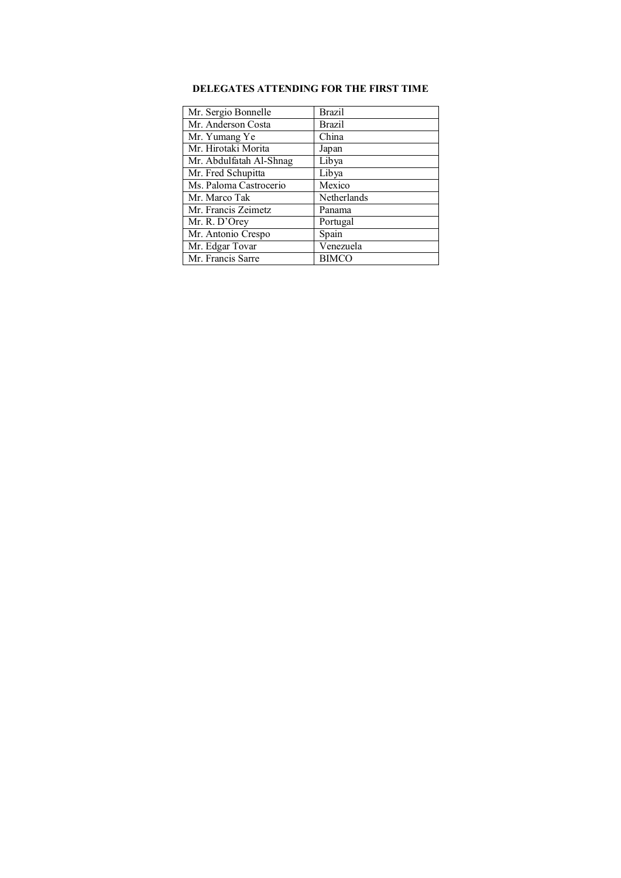**DELEGATES ATTENDING FOR THE FIRST TIME**

| | |
|---|---|
| Mr. Sergio Bonnelle | Brazil |
| Mr. Anderson Costa | Brazil |
| Mr. Yumang Ye | China |
| Mr. Hirotaki Morita | Japan |
| Mr. Abdulfatah Al-Shnag | Libya |
| Mr. Fred Schupitta | Libya |
| Ms. Paloma Castrocerio | Mexico |
| Mr. Marco Tak | Netherlands |
| Mr. Francis Zeimetz | Panama |
| Mr. R. D'Orey | Portugal |
| Mr. Antonio Crespo | Spain |
| Mr. Edgar Tovar | Venezuela |
| Mr. Francis Sarre | BIMCO |